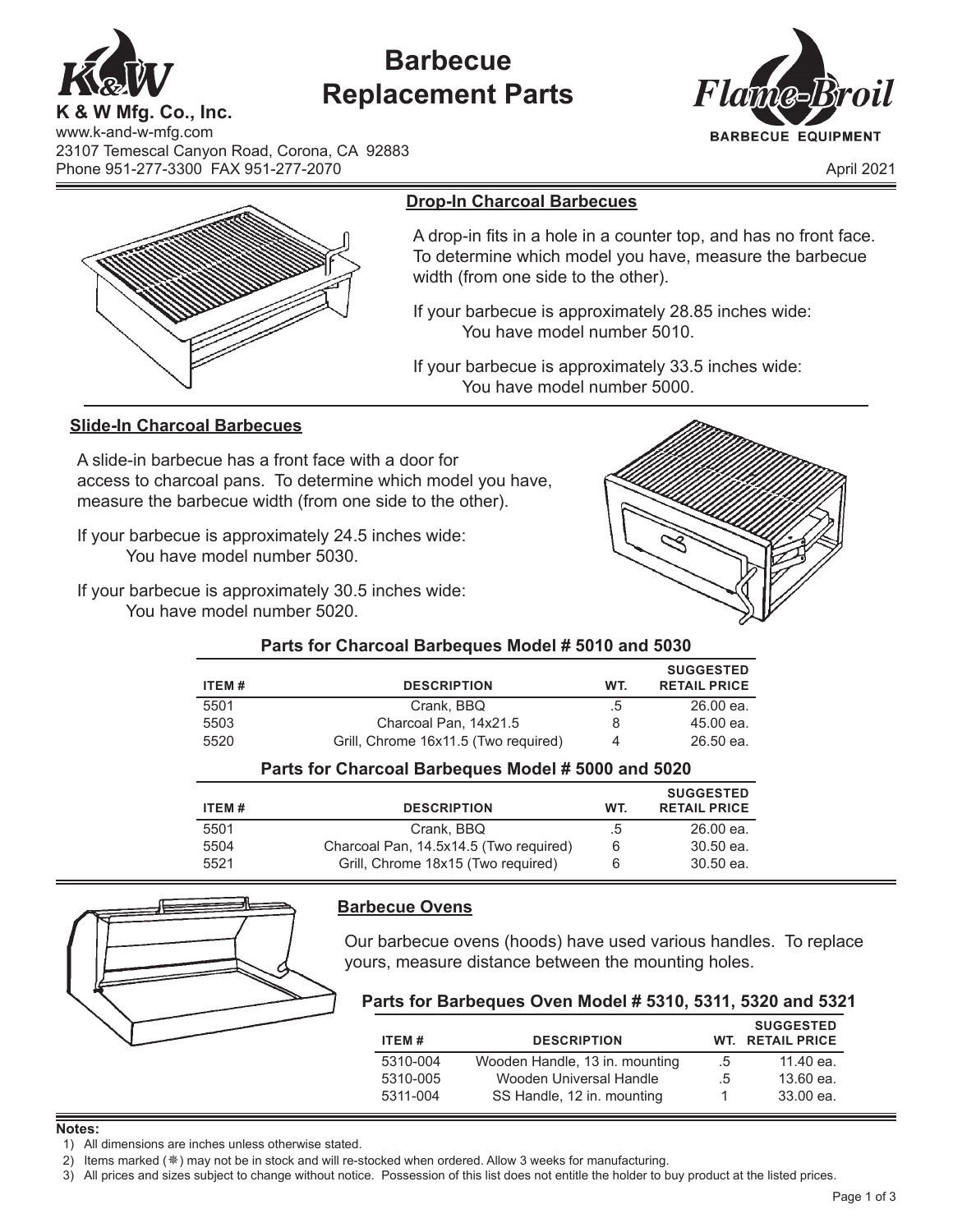# Barbecue Replacement Parts

**K & W Mfg. Co., Inc.**
www.k-and-w-mfg.com
23107 Temescal Canyon Road, Corona, CA 92883
Phone 951-277-3300 FAX 951-277-2070

**Flame-Broil**
**BARBECUE EQUIPMENT**

April 2021

## Drop-In Charcoal Barbecues

A drop-in fits in a hole in a counter top, and has no front face. To determine which model you have, measure the barbecue width (from one side to the other).

If your barbecue is approximately 28.85 inches wide:
You have model number 5010.

If your barbecue is approximately 33.5 inches wide:
You have model number 5000.

## Slide-In Charcoal Barbecues

A slide-in barbecue has a front face with a door for access to charcoal pans. To determine which model you have, measure the barbecue width (from one side to the other).

If your barbecue is approximately 24.5 inches wide:
You have model number 5030.

If your barbecue is approximately 30.5 inches wide:
You have model number 5020.

### Parts for Charcoal Barbeques Model # 5010 and 5030

| ITEM # | DESCRIPTION | WT. | SUGGESTED RETAIL PRICE |
|---|---|---|---|
| 5501 | Crank, BBQ | .5 | 26.00 ea. |
| 5503 | Charcoal Pan, 14x21.5 | 8 | 45.00 ea. |
| 5520 | Grill, Chrome 16x11.5 (Two required) | 4 | 26.50 ea. |

### Parts for Charcoal Barbeques Model # 5000 and 5020

| ITEM # | DESCRIPTION | WT. | SUGGESTED RETAIL PRICE |
|---|---|---|---|
| 5501 | Crank, BBQ | .5 | 26.00 ea. |
| 5504 | Charcoal Pan, 14.5x14.5 (Two required) | 6 | 30.50 ea. |
| 5521 | Grill, Chrome 18x15 (Two required) | 6 | 30.50 ea. |

## Barbecue Ovens

Our barbecue ovens (hoods) have used various handles. To replace yours, measure distance between the mounting holes.

### Parts for Barbeques Oven Model # 5310, 5311, 5320 and 5321

| ITEM # | DESCRIPTION | WT. | SUGGESTED RETAIL PRICE |
|---|---|---|---|
| 5310-004 | Wooden Handle, 13 in. mounting | .5 | 11.40 ea. |
| 5310-005 | Wooden Universal Handle | .5 | 13.60 ea. |
| 5311-004 | SS Handle, 12 in. mounting | 1 | 33.00 ea. |

**Notes:**

1) All dimensions are inches unless otherwise stated.
2) Items marked (❋) may not be in stock and will re-stocked when ordered. Allow 3 weeks for manufacturing.
3) All prices and sizes subject to change without notice. Possession of this list does not entitle the holder to buy product at the listed prices.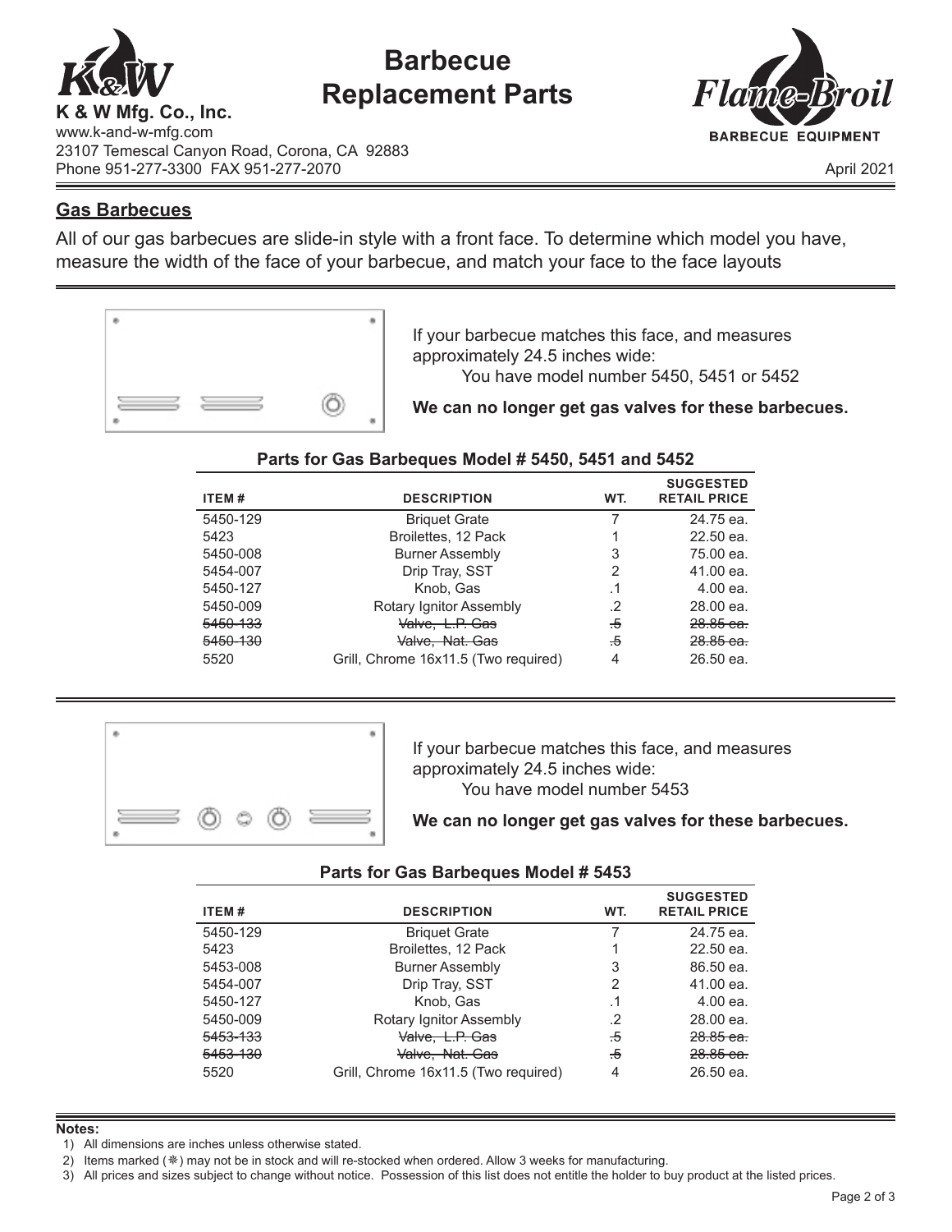# Barbecue Replacement Parts

**K & W Mfg. Co., Inc.**
www.k-and-w-mfg.com
23107 Temescal Canyon Road, Corona, CA 92883
Phone 951-277-3300 FAX 951-277-2070

**Flame-Broil** BARBECUE EQUIPMENT

April 2021

## Gas Barbecues

All of our gas barbecues are slide-in style with a front face. To determine which model you have, measure the width of the face of your barbecue, and match your face to the face layouts

If your barbecue matches this face, and measures approximately 24.5 inches wide:
You have model number 5450, 5451 or 5452

**We can no longer get gas valves for these barbecues.**

**Parts for Gas Barbeques Model # 5450, 5451 and 5452**

| ITEM # | DESCRIPTION | WT. | SUGGESTED RETAIL PRICE |
|---|---|---|---|
| 5450-129 | Briquet Grate | 7 | 24.75 ea. |
| 5423 | Broilettes, 12 Pack | 1 | 22.50 ea. |
| 5450-008 | Burner Assembly | 3 | 75.00 ea. |
| 5454-007 | Drip Tray, SST | 2 | 41.00 ea. |
| 5450-127 | Knob, Gas | .1 | 4.00 ea. |
| 5450-009 | Rotary Ignitor Assembly | .2 | 28.00 ea. |
| ~~5450-133~~ | ~~Valve, L.P. Gas~~ | ~~.5~~ | ~~28.85 ea.~~ |
| ~~5450-130~~ | ~~Valve, Nat. Gas~~ | ~~.5~~ | ~~28.85 ea.~~ |
| 5520 | Grill, Chrome 16x11.5 (Two required) | 4 | 26.50 ea. |

If your barbecue matches this face, and measures approximately 24.5 inches wide:
You have model number 5453

**We can no longer get gas valves for these barbecues.**

**Parts for Gas Barbeques Model # 5453**

| ITEM # | DESCRIPTION | WT. | SUGGESTED RETAIL PRICE |
|---|---|---|---|
| 5450-129 | Briquet Grate | 7 | 24.75 ea. |
| 5423 | Broilettes, 12 Pack | 1 | 22.50 ea. |
| 5453-008 | Burner Assembly | 3 | 86.50 ea. |
| 5454-007 | Drip Tray, SST | 2 | 41.00 ea. |
| 5450-127 | Knob, Gas | .1 | 4.00 ea. |
| 5450-009 | Rotary Ignitor Assembly | .2 | 28.00 ea. |
| ~~5453-133~~ | ~~Valve, L.P. Gas~~ | ~~.5~~ | ~~28.85 ea.~~ |
| ~~5453-130~~ | ~~Valve, Nat. Gas~~ | ~~.5~~ | ~~28.85 ea.~~ |
| 5520 | Grill, Chrome 16x11.5 (Two required) | 4 | 26.50 ea. |

**Notes:**

1) All dimensions are inches unless otherwise stated.
2) Items marked (❋) may not be in stock and will re-stocked when ordered. Allow 3 weeks for manufacturing.
3) All prices and sizes subject to change without notice. Possession of this list does not entitle the holder to buy product at the listed prices.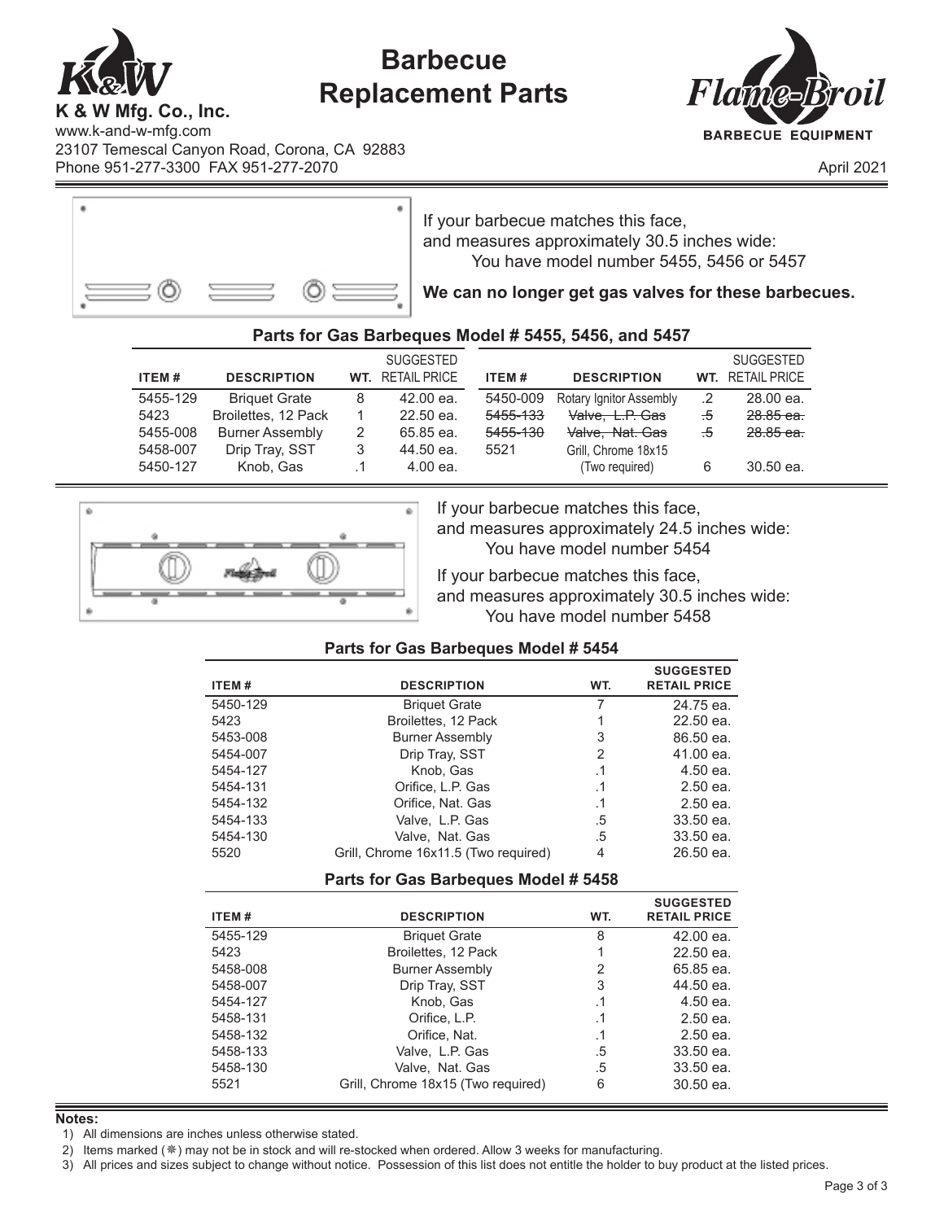# Barbecue Replacement Parts

**K & W Mfg. Co., Inc.**
www.k-and-w-mfg.com
23107 Temescal Canyon Road, Corona, CA 92883
Phone 951-277-3300 FAX 951-277-2070

Flame-Broil
BARBECUE EQUIPMENT

April 2021

If your barbecue matches this face,
and measures approximately 30.5 inches wide:
You have model number 5455, 5456 or 5457

**We can no longer get gas valves for these barbecues.**

### Parts for Gas Barbeques Model # 5455, 5456, and 5457

| ITEM # | DESCRIPTION | WT. | SUGGESTED RETAIL PRICE | ITEM # | DESCRIPTION | WT. | SUGGESTED RETAIL PRICE |
|---|---|---|---|---|---|---|---|
| 5455-129 | Briquet Grate | 8 | 42.00 ea. | 5450-009 | Rotary Ignitor Assembly | .2 | 28.00 ea. |
| 5423 | Broilettes, 12 Pack | 1 | 22.50 ea. | ~~5455-133~~ | ~~Valve, L.P. Gas~~ | ~~.5~~ | ~~28.85 ea.~~ |
| 5455-008 | Burner Assembly | 2 | 65.85 ea. | ~~5455-130~~ | ~~Valve, Nat. Gas~~ | ~~.5~~ | ~~28.85 ea.~~ |
| 5458-007 | Drip Tray, SST | 3 | 44.50 ea. | 5521 | Grill, Chrome 18x15 (Two required) | 6 | 30.50 ea. |
| 5450-127 | Knob, Gas | .1 | 4.00 ea. | | | | |

If your barbecue matches this face,
and measures approximately 24.5 inches wide:
You have model number 5454

If your barbecue matches this face,
and measures approximately 30.5 inches wide:
You have model number 5458

### Parts for Gas Barbeques Model # 5454

| ITEM # | DESCRIPTION | WT. | SUGGESTED RETAIL PRICE |
|---|---|---|---|
| 5450-129 | Briquet Grate | 7 | 24.75 ea. |
| 5423 | Broilettes, 12 Pack | 1 | 22.50 ea. |
| 5453-008 | Burner Assembly | 3 | 86.50 ea. |
| 5454-007 | Drip Tray, SST | 2 | 41.00 ea. |
| 5454-127 | Knob, Gas | .1 | 4.50 ea. |
| 5454-131 | Orifice, L.P. Gas | .1 | 2.50 ea. |
| 5454-132 | Orifice, Nat. Gas | .1 | 2.50 ea. |
| 5454-133 | Valve, L.P. Gas | .5 | 33.50 ea. |
| 5454-130 | Valve, Nat. Gas | .5 | 33.50 ea. |
| 5520 | Grill, Chrome 16x11.5 (Two required) | 4 | 26.50 ea. |

### Parts for Gas Barbeques Model # 5458

| ITEM # | DESCRIPTION | WT. | SUGGESTED RETAIL PRICE |
|---|---|---|---|
| 5455-129 | Briquet Grate | 8 | 42.00 ea. |
| 5423 | Broilettes, 12 Pack | 1 | 22.50 ea. |
| 5458-008 | Burner Assembly | 2 | 65.85 ea. |
| 5458-007 | Drip Tray, SST | 3 | 44.50 ea. |
| 5454-127 | Knob, Gas | .1 | 4.50 ea. |
| 5458-131 | Orifice, L.P. | .1 | 2.50 ea. |
| 5458-132 | Orifice, Nat. | .1 | 2.50 ea. |
| 5458-133 | Valve, L.P. Gas | .5 | 33.50 ea. |
| 5458-130 | Valve, Nat. Gas | .5 | 33.50 ea. |
| 5521 | Grill, Chrome 18x15 (Two required) | 6 | 30.50 ea. |

**Notes:**

1) All dimensions are inches unless otherwise stated.
2) Items marked (❋) may not be in stock and will re-stocked when ordered. Allow 3 weeks for manufacturing.
3) All prices and sizes subject to change without notice. Possession of this list does not entitle the holder to buy product at the listed prices.